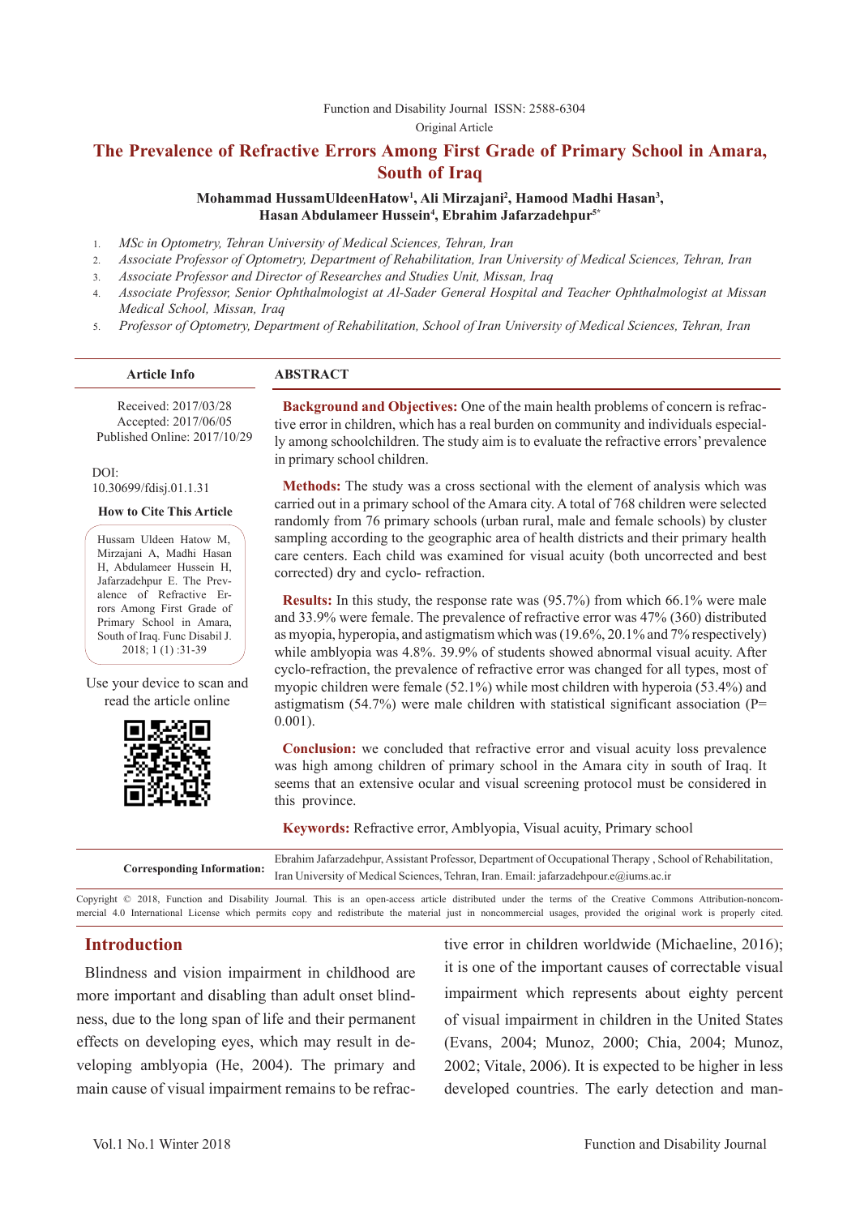Function and Disability Journal ISSN: 2588-6304

Original Article

# The Prevalence of Refractive Errors Among First Grade of Primary School in Amara, South of Iraq

**Mohammad HussamUldeenHatow[1], Ali Mirzajani[2], Hamood Madhi Hasan[3], Hasan Abdulameer Hussein[4], Ebrahim Jafarzadehpur[5*]**

1. *MSc in Optometry, Tehran University of Medical Sciences, Tehran, Iran*
2. *Associate Professor of Optometry, Department of Rehabilitation, Iran University of Medical Sciences, Tehran, Iran*
3. *Associate Professor and Director of Researches and Studies Unit, Missan, Iraq*
4. *Associate Professor, Senior Ophthalmologist at Al-Sader General Hospital and Teacher Ophthalmologist at Missan Medical School, Missan, Iraq*
5. *Professor of Optometry, Department of Rehabilitation, School of Iran University of Medical Sciences, Tehran, Iran*

**Article Info**

Received: 2017/03/28
Accepted: 2017/06/05
Published Online: 2017/10/29

DOI: 10.30699/fdisj.01.1.31

**How to Cite This Article**

Hussam Uldeen Hatow M, Mirzajani A, Madhi Hasan H, Abdulameer Hussein H, Jafarzadehpur E. The Prevalence of Refractive Errors Among First Grade of Primary School in Amara, South of Iraq. Func Disabil J. 2018; 1 (1) :31-39

Use your device to scan and read the article online

## ABSTRACT

**Background and Objectives:** One of the main health problems of concern is refractive error in children, which has a real burden on community and individuals especially among schoolchildren. The study aim is to evaluate the refractive errors' prevalence in primary school children.

**Methods:** The study was a cross sectional with the element of analysis which was carried out in a primary school of the Amara city. A total of 768 children were selected randomly from 76 primary schools (urban rural, male and female schools) by cluster sampling according to the geographic area of health districts and their primary health care centers. Each child was examined for visual acuity (both uncorrected and best corrected) dry and cyclo- refraction.

**Results:** In this study, the response rate was (95.7%) from which 66.1% were male and 33.9% were female. The prevalence of refractive error was 47% (360) distributed as myopia, hyperopia, and astigmatism which was (19.6%, 20.1% and 7% respectively) while amblyopia was 4.8%. 39.9% of students showed abnormal visual acuity. After cyclo-refraction, the prevalence of refractive error was changed for all types, most of myopic children were female (52.1%) while most children with hyperoia (53.4%) and astigmatism (54.7%) were male children with statistical significant association (P= 0.001).

**Conclusion:** we concluded that refractive error and visual acuity loss prevalence was high among children of primary school in the Amara city in south of Iraq. It seems that an extensive ocular and visual screening protocol must be considered in this province.

**Keywords:** Refractive error, Amblyopia, Visual acuity, Primary school

**Corresponding Information:** Ebrahim Jafarzadehpur, Assistant Professor, Department of Occupational Therapy , School of Rehabilitation, Iran University of Medical Sciences, Tehran, Iran. Email: jafarzadehpour.e@iums.ac.ir

Copyright © 2018, Function and Disability Journal. This is an open-access article distributed under the terms of the Creative Commons Attribution-noncommercial 4.0 International License which permits copy and redistribute the material just in noncommercial usages, provided the original work is properly cited.

## Introduction

Blindness and vision impairment in childhood are more important and disabling than adult onset blindness, due to the long span of life and their permanent effects on developing eyes, which may result in developing amblyopia (He, 2004). The primary and main cause of visual impairment remains to be refractive error in children worldwide (Michaeline, 2016); it is one of the important causes of correctable visual impairment which represents about eighty percent of visual impairment in children in the United States (Evans, 2004; Munoz, 2000; Chia, 2004; Munoz, 2002; Vitale, 2006). It is expected to be higher in less developed countries. The early detection and man-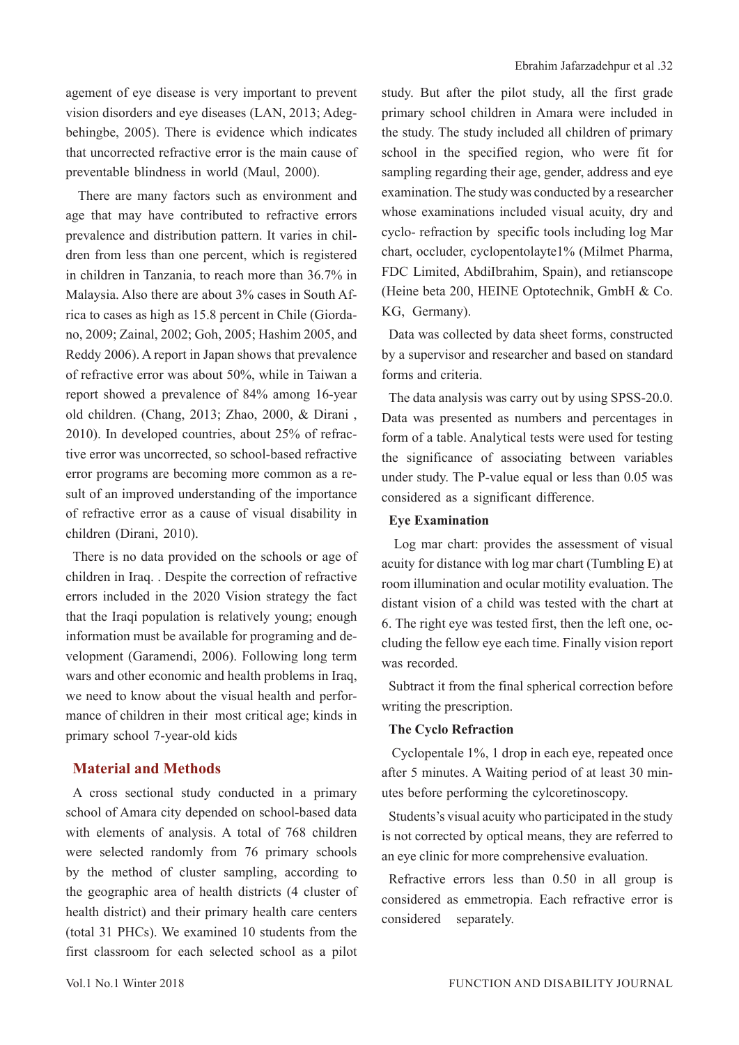agement of eye disease is very important to prevent vision disorders and eye diseases (LAN, 2013; Adegbehingbe, 2005). There is evidence which indicates that uncorrected refractive error is the main cause of preventable blindness in world (Maul, 2000).

There are many factors such as environment and age that may have contributed to refractive errors prevalence and distribution pattern. It varies in children from less than one percent, which is registered in children in Tanzania, to reach more than 36.7% in Malaysia. Also there are about 3% cases in South Africa to cases as high as 15.8 percent in Chile (Giordano, 2009; Zainal, 2002; Goh, 2005; Hashim 2005, and Reddy 2006). A report in Japan shows that prevalence of refractive error was about 50%, while in Taiwan a report showed a prevalence of 84% among 16-year old children. (Chang, 2013; Zhao, 2000, & Dirani , 2010). In developed countries, about 25% of refractive error was uncorrected, so school-based refractive error programs are becoming more common as a result of an improved understanding of the importance of refractive error as a cause of visual disability in children (Dirani, 2010).

There is no data provided on the schools or age of children in Iraq. . Despite the correction of refractive errors included in the 2020 Vision strategy the fact that the Iraqi population is relatively young; enough information must be available for programing and development (Garamendi, 2006). Following long term wars and other economic and health problems in Iraq, we need to know about the visual health and performance of children in their most critical age; kinds in primary school 7-year-old kids

## Material and Methods

A cross sectional study conducted in a primary school of Amara city depended on school-based data with elements of analysis. A total of 768 children were selected randomly from 76 primary schools by the method of cluster sampling, according to the geographic area of health districts (4 cluster of health district) and their primary health care centers (total 31 PHCs). We examined 10 students from the first classroom for each selected school as a pilot study. But after the pilot study, all the first grade primary school children in Amara were included in the study. The study included all children of primary school in the specified region, who were fit for sampling regarding their age, gender, address and eye examination. The study was conducted by a researcher whose examinations included visual acuity, dry and cyclo- refraction by specific tools including log Mar chart, occluder, cyclopentolayte1% (Milmet Pharma, FDC Limited, AbdiIbrahim, Spain), and retianscope (Heine beta 200, HEINE Optotechnik, GmbH & Co. KG, Germany).

Data was collected by data sheet forms, constructed by a supervisor and researcher and based on standard forms and criteria.

The data analysis was carry out by using SPSS-20.0. Data was presented as numbers and percentages in form of a table. Analytical tests were used for testing the significance of associating between variables under study. The P-value equal or less than 0.05 was considered as a significant difference.

### Eye Examination

Log mar chart: provides the assessment of visual acuity for distance with log mar chart (Tumbling E) at room illumination and ocular motility evaluation. The distant vision of a child was tested with the chart at 6. The right eye was tested first, then the left one, occluding the fellow eye each time. Finally vision report was recorded.

Subtract it from the final spherical correction before writing the prescription.

### The Cyclo Refraction

Cyclopentale 1%, 1 drop in each eye, repeated once after 5 minutes. A Waiting period of at least 30 minutes before performing the cylcoretinoscopy.

Students's visual acuity who participated in the study is not corrected by optical means, they are referred to an eye clinic for more comprehensive evaluation.

Refractive errors less than 0.50 in all group is considered as emmetropia. Each refractive error is considered separately.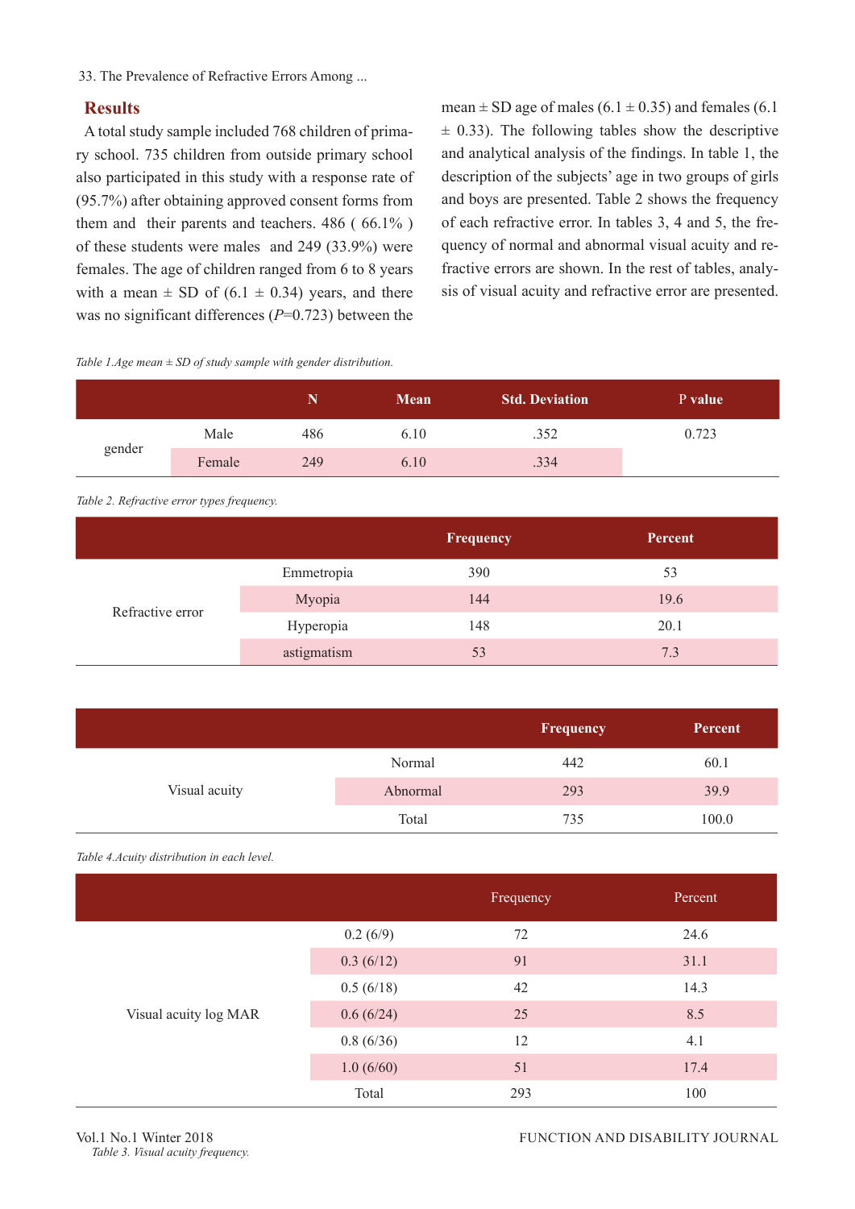## Results

A total study sample included 768 children of primary school. 735 children from outside primary school also participated in this study with a response rate of (95.7%) after obtaining approved consent forms from them and their parents and teachers. 486 ( 66.1% ) of these students were males and 249 (33.9%) were females. The age of children ranged from 6 to 8 years with a mean ± SD of (6.1 ± 0.34) years, and there was no significant differences (*P*=0.723) between the mean ± SD age of males (6.1 ± 0.35) and females (6.1 ± 0.33). The following tables show the descriptive and analytical analysis of the findings. In table 1, the description of the subjects' age in two groups of girls and boys are presented. Table 2 shows the frequency of each refractive error. In tables 3, 4 and 5, the frequency of normal and abnormal visual acuity and refractive errors are shown. In the rest of tables, analysis of visual acuity and refractive error are presented.

*Table 1.Age mean ± SD of study sample with gender distribution.*

| | | N | Mean | Std. Deviation | P value |
|---|---|---|---|---|---|
| gender | Male | 486 | 6.10 | .352 | 0.723 |
| | Female | 249 | 6.10 | .334 | |

*Table 2. Refractive error types frequency.*

| | | Frequency | Percent |
|---|---|---|---|
| Refractive error | Emmetropia | 390 | 53 |
| | Myopia | 144 | 19.6 |
| | Hyperopia | 148 | 20.1 |
| | astigmatism | 53 | 7.3 |

| | | Frequency | Percent |
|---|---|---|---|
| Visual acuity | Normal | 442 | 60.1 |
| | Abnormal | 293 | 39.9 |
| | Total | 735 | 100.0 |

*Table 3. Visual acuity frequency.*

*Table 4.Acuity distribution in each level.*

| | | Frequency | Percent |
|---|---|---|---|
| Visual acuity log MAR | 0.2 (6/9) | 72 | 24.6 |
| | 0.3 (6/12) | 91 | 31.1 |
| | 0.5 (6/18) | 42 | 14.3 |
| | 0.6 (6/24) | 25 | 8.5 |
| | 0.8 (6/36) | 12 | 4.1 |
| | 1.0 (6/60) | 51 | 17.4 |
| | Total | 293 | 100 |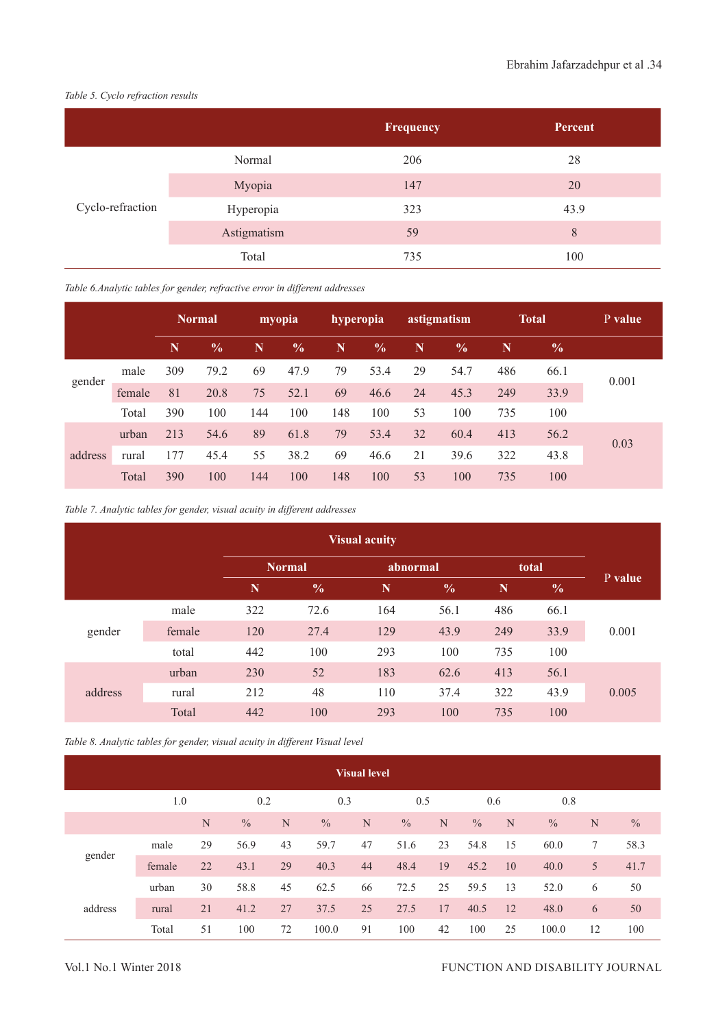*Table 5. Cyclo refraction results*

| | | Frequency | Percent |
|---|---|---|---|
| Cyclo-refraction | Normal | 206 | 28 |
| | Myopia | 147 | 20 |
| | Hyperopia | 323 | 43.9 |
| | Astigmatism | 59 | 8 |
| | Total | 735 | 100 |

*Table 6.Analytic tables for gender, refractive error in different addresses*

| | | Normal | | myopia | | hyperopia | | astigmatism | | Total | | P value |
|---|---|---|---|---|---|---|---|---|---|---|---|---|
| | | N | % | N | % | N | % | N | % | N | % | |
| gender | male | 309 | 79.2 | 69 | 47.9 | 79 | 53.4 | 29 | 54.7 | 486 | 66.1 | 0.001 |
| | female | 81 | 20.8 | 75 | 52.1 | 69 | 46.6 | 24 | 45.3 | 249 | 33.9 | |
| | Total | 390 | 100 | 144 | 100 | 148 | 100 | 53 | 100 | 735 | 100 | |
| address | urban | 213 | 54.6 | 89 | 61.8 | 79 | 53.4 | 32 | 60.4 | 413 | 56.2 | 0.03 |
| | rural | 177 | 45.4 | 55 | 38.2 | 69 | 46.6 | 21 | 39.6 | 322 | 43.8 | |
| | Total | 390 | 100 | 144 | 100 | 148 | 100 | 53 | 100 | 735 | 100 | |

*Table 7. Analytic tables for gender, visual acuity in different addresses*

| | | Visual acuity | | | | | | P value |
|---|---|---|---|---|---|---|---|---|
| | | Normal | | abnormal | | total | | |
| | | N | % | N | % | N | % | |
| gender | male | 322 | 72.6 | 164 | 56.1 | 486 | 66.1 | 0.001 |
| | female | 120 | 27.4 | 129 | 43.9 | 249 | 33.9 | |
| | total | 442 | 100 | 293 | 100 | 735 | 100 | |
| address | urban | 230 | 52 | 183 | 62.6 | 413 | 56.1 | 0.005 |
| | rural | 212 | 48 | 110 | 37.4 | 322 | 43.9 | |
| | Total | 442 | 100 | 293 | 100 | 735 | 100 | |

*Table 8. Analytic tables for gender, visual acuity in different Visual level*

| | | Visual level | | | | | | | | | | | |
|---|---|---|---|---|---|---|---|---|---|---|---|---|---|
| | | 1.0 | | 0.2 | | 0.3 | | 0.5 | | 0.6 | | 0.8 | |
| | | N | % | N | % | N | % | N | % | N | % | N | % |
| gender | male | 29 | 56.9 | 43 | 59.7 | 47 | 51.6 | 23 | 54.8 | 15 | 60.0 | 7 | 58.3 |
| | female | 22 | 43.1 | 29 | 40.3 | 44 | 48.4 | 19 | 45.2 | 10 | 40.0 | 5 | 41.7 |
| address | urban | 30 | 58.8 | 45 | 62.5 | 66 | 72.5 | 25 | 59.5 | 13 | 52.0 | 6 | 50 |
| | rural | 21 | 41.2 | 27 | 37.5 | 25 | 27.5 | 17 | 40.5 | 12 | 48.0 | 6 | 50 |
| | Total | 51 | 100 | 72 | 100.0 | 91 | 100 | 42 | 100 | 25 | 100.0 | 12 | 100 |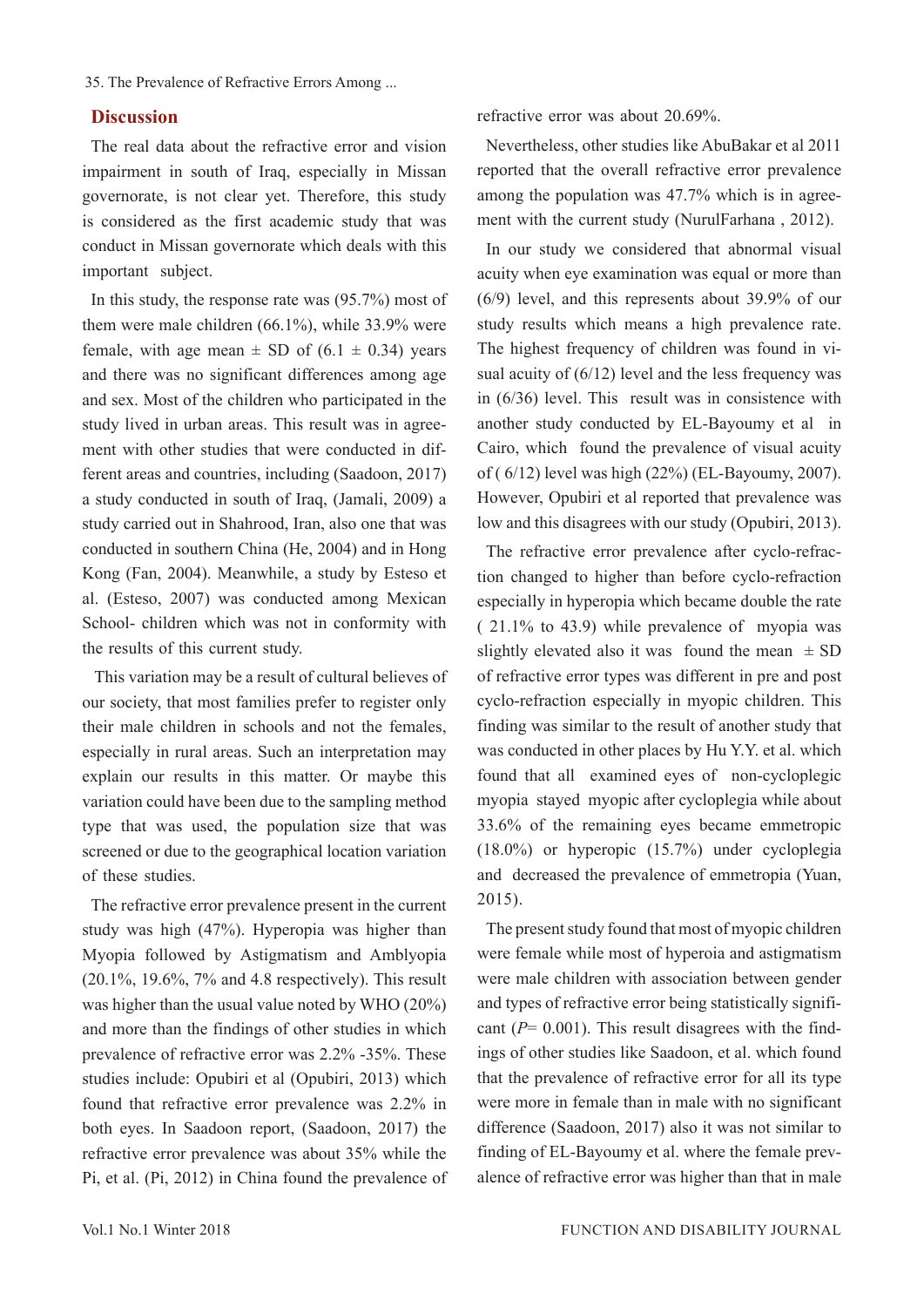## Discussion

The real data about the refractive error and vision impairment in south of Iraq, especially in Missan governorate, is not clear yet. Therefore, this study is considered as the first academic study that was conduct in Missan governorate which deals with this important subject.

In this study, the response rate was (95.7%) most of them were male children (66.1%), while 33.9% were female, with age mean ± SD of (6.1 ± 0.34) years and there was no significant differences among age and sex. Most of the children who participated in the study lived in urban areas. This result was in agreement with other studies that were conducted in different areas and countries, including (Saadoon, 2017) a study conducted in south of Iraq, (Jamali, 2009) a study carried out in Shahrood, Iran, also one that was conducted in southern China (He, 2004) and in Hong Kong (Fan, 2004). Meanwhile, a study by Esteso et al. (Esteso, 2007) was conducted among Mexican School- children which was not in conformity with the results of this current study.

This variation may be a result of cultural believes of our society, that most families prefer to register only their male children in schools and not the females, especially in rural areas. Such an interpretation may explain our results in this matter. Or maybe this variation could have been due to the sampling method type that was used, the population size that was screened or due to the geographical location variation of these studies.

The refractive error prevalence present in the current study was high (47%). Hyperopia was higher than Myopia followed by Astigmatism and Amblyopia (20.1%, 19.6%, 7% and 4.8 respectively). This result was higher than the usual value noted by WHO (20%) and more than the findings of other studies in which prevalence of refractive error was 2.2% -35%. These studies include: Opubiri et al (Opubiri, 2013) which found that refractive error prevalence was 2.2% in both eyes. In Saadoon report, (Saadoon, 2017) the refractive error prevalence was about 35% while the Pi, et al. (Pi, 2012) in China found the prevalence of refractive error was about 20.69%.

Nevertheless, other studies like AbuBakar et al 2011 reported that the overall refractive error prevalence among the population was 47.7% which is in agreement with the current study (NurulFarhana , 2012).

In our study we considered that abnormal visual acuity when eye examination was equal or more than (6/9) level, and this represents about 39.9% of our study results which means a high prevalence rate. The highest frequency of children was found in visual acuity of (6/12) level and the less frequency was in (6/36) level. This result was in consistence with another study conducted by EL-Bayoumy et al in Cairo, which found the prevalence of visual acuity of ( 6/12) level was high (22%) (EL-Bayoumy, 2007). However, Opubiri et al reported that prevalence was low and this disagrees with our study (Opubiri, 2013).

The refractive error prevalence after cyclo-refraction changed to higher than before cyclo-refraction especially in hyperopia which became double the rate ( 21.1% to 43.9) while prevalence of myopia was slightly elevated also it was found the mean ± SD of refractive error types was different in pre and post cyclo-refraction especially in myopic children. This finding was similar to the result of another study that was conducted in other places by Hu Y.Y. et al. which found that all examined eyes of non-cycloplegic myopia stayed myopic after cycloplegia while about 33.6% of the remaining eyes became emmetropic (18.0%) or hyperopic (15.7%) under cycloplegia and decreased the prevalence of emmetropia (Yuan, 2015).

The present study found that most of myopic children were female while most of hyperoia and astigmatism were male children with association between gender and types of refractive error being statistically significant (*P*= 0.001). This result disagrees with the findings of other studies like Saadoon, et al. which found that the prevalence of refractive error for all its type were more in female than in male with no significant difference (Saadoon, 2017) also it was not similar to finding of EL-Bayoumy et al. where the female prevalence of refractive error was higher than that in male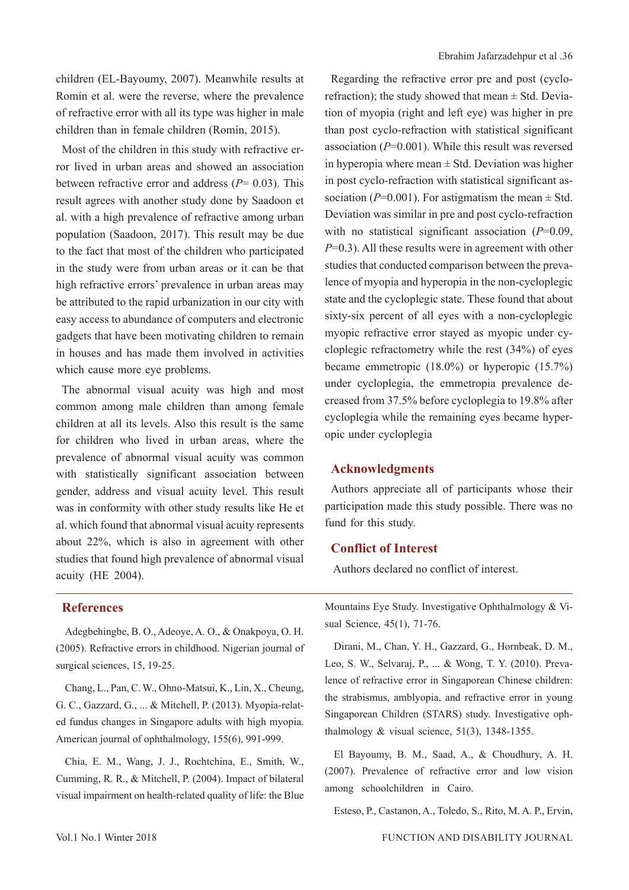children (EL-Bayoumy, 2007). Meanwhile results at Romín et al. were the reverse, where the prevalence of refractive error with all its type was higher in male children than in female children (Romín, 2015).

Most of the children in this study with refractive error lived in urban areas and showed an association between refractive error and address (*P*= 0.03). This result agrees with another study done by Saadoon et al. with a high prevalence of refractive among urban population (Saadoon, 2017). This result may be due to the fact that most of the children who participated in the study were from urban areas or it can be that high refractive errors' prevalence in urban areas may be attributed to the rapid urbanization in our city with easy access to abundance of computers and electronic gadgets that have been motivating children to remain in houses and has made them involved in activities which cause more eye problems.

The abnormal visual acuity was high and most common among male children than among female children at all its levels. Also this result is the same for children who lived in urban areas, where the prevalence of abnormal visual acuity was common with statistically significant association between gender, address and visual acuity level. This result was in conformity with other study results like He et al. which found that abnormal visual acuity represents about 22%, which is also in agreement with other studies that found high prevalence of abnormal visual acuity (HE 2004).

Regarding the refractive error pre and post (cyclo-refraction); the study showed that mean ± Std. Deviation of myopia (right and left eye) was higher in pre than post cyclo-refraction with statistical significant association (*P*=0.001). While this result was reversed in hyperopia where mean ± Std. Deviation was higher in post cyclo-refraction with statistical significant association (*P*=0.001). For astigmatism the mean ± Std. Deviation was similar in pre and post cyclo-refraction with no statistical significant association (*P*=0.09, *P*=0.3). All these results were in agreement with other studies that conducted comparison between the prevalence of myopia and hyperopia in the non-cycloplegic state and the cycloplegic state. These found that about sixty-six percent of all eyes with a non-cycloplegic myopic refractive error stayed as myopic under cycloplegic refractometry while the rest (34%) of eyes became emmetropic (18.0%) or hyperopic (15.7%) under cycloplegia, the emmetropia prevalence decreased from 37.5% before cycloplegia to 19.8% after cycloplegia while the remaining eyes became hyperopic under cycloplegia

## Acknowledgments

Authors appreciate all of participants whose their participation made this study possible. There was no fund for this study.

## Conflict of Interest

Authors declared no conflict of interest.

## References

Adegbehingbe, B. O., Adeoye, A. O., & Onakpoya, O. H. (2005). Refractive errors in childhood. Nigerian journal of surgical sciences, 15, 19-25.

Chang, L., Pan, C. W., Ohno-Matsui, K., Lin, X., Cheung, G. C., Gazzard, G., ... & Mitchell, P. (2013). Myopia-related fundus changes in Singapore adults with high myopia. American journal of ophthalmology, 155(6), 991-999.

Chia, E. M., Wang, J. J., Rochtchina, E., Smith, W., Cumming, R. R., & Mitchell, P. (2004). Impact of bilateral visual impairment on health-related quality of life: the Blue Mountains Eye Study. Investigative Ophthalmology & Visual Science, 45(1), 71-76.

Dirani, M., Chan, Y. H., Gazzard, G., Hornbeak, D. M., Leo, S. W., Selvaraj, P., ... & Wong, T. Y. (2010). Prevalence of refractive error in Singaporean Chinese children: the strabismus, amblyopia, and refractive error in young Singaporean Children (STARS) study. Investigative ophthalmology & visual science, 51(3), 1348-1355.

El Bayoumy, B. M., Saad, A., & Choudhury, A. H. (2007). Prevalence of refractive error and low vision among schoolchildren in Cairo.

Esteso, P., Castanon, A., Toledo, S., Rito, M. A. P., Ervin,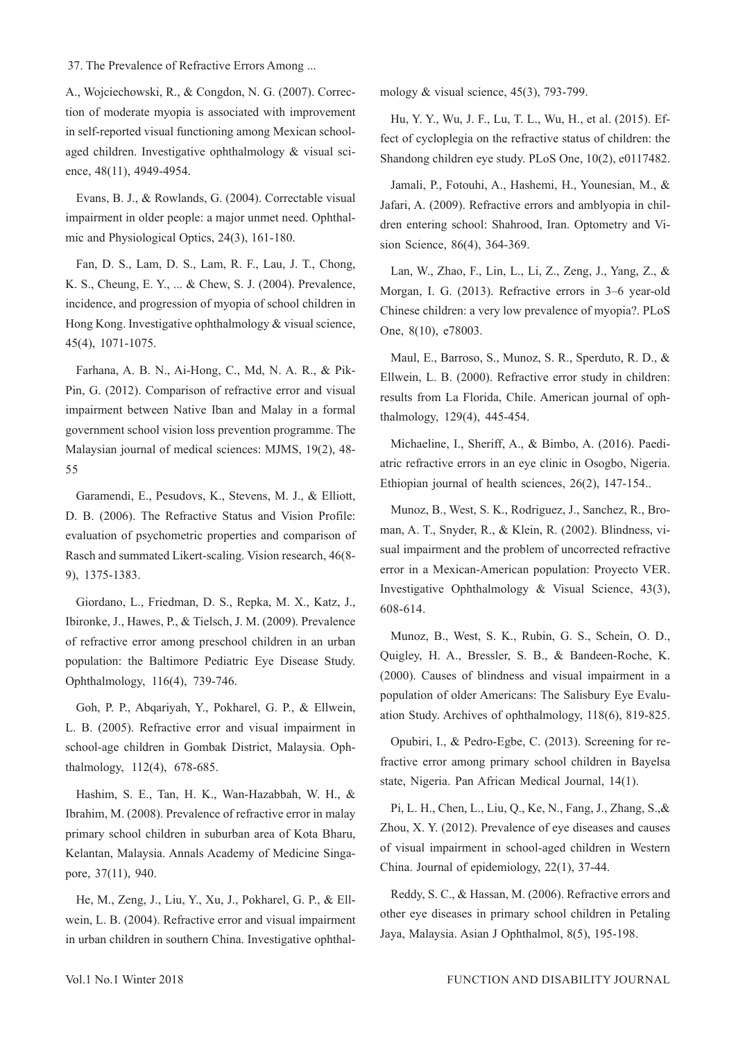A., Wojciechowski, R., & Congdon, N. G. (2007). Correction of moderate myopia is associated with improvement in self-reported visual functioning among Mexican school-aged children. Investigative ophthalmology & visual science, 48(11), 4949-4954.

Evans, B. J., & Rowlands, G. (2004). Correctable visual impairment in older people: a major unmet need. Ophthalmic and Physiological Optics, 24(3), 161-180.

Fan, D. S., Lam, D. S., Lam, R. F., Lau, J. T., Chong, K. S., Cheung, E. Y., ... & Chew, S. J. (2004). Prevalence, incidence, and progression of myopia of school children in Hong Kong. Investigative ophthalmology & visual science, 45(4), 1071-1075.

Farhana, A. B. N., Ai-Hong, C., Md, N. A. R., & Pik-Pin, G. (2012). Comparison of refractive error and visual impairment between Native Iban and Malay in a formal government school vision loss prevention programme. The Malaysian journal of medical sciences: MJMS, 19(2), 48-55

Garamendi, E., Pesudovs, K., Stevens, M. J., & Elliott, D. B. (2006). The Refractive Status and Vision Profile: evaluation of psychometric properties and comparison of Rasch and summated Likert-scaling. Vision research, 46(8-9), 1375-1383.

Giordano, L., Friedman, D. S., Repka, M. X., Katz, J., Ibironke, J., Hawes, P., & Tielsch, J. M. (2009). Prevalence of refractive error among preschool children in an urban population: the Baltimore Pediatric Eye Disease Study. Ophthalmology, 116(4), 739-746.

Goh, P. P., Abqariyah, Y., Pokharel, G. P., & Ellwein, L. B. (2005). Refractive error and visual impairment in school-age children in Gombak District, Malaysia. Ophthalmology, 112(4), 678-685.

Hashim, S. E., Tan, H. K., Wan-Hazabbah, W. H., & Ibrahim, M. (2008). Prevalence of refractive error in malay primary school children in suburban area of Kota Bharu, Kelantan, Malaysia. Annals Academy of Medicine Singapore, 37(11), 940.

He, M., Zeng, J., Liu, Y., Xu, J., Pokharel, G. P., & Ellwein, L. B. (2004). Refractive error and visual impairment in urban children in southern China. Investigative ophthalmology & visual science, 45(3), 793-799.

Hu, Y. Y., Wu, J. F., Lu, T. L., Wu, H., et al. (2015). Effect of cycloplegia on the refractive status of children: the Shandong children eye study. PLoS One, 10(2), e0117482.

Jamali, P., Fotouhi, A., Hashemi, H., Younesian, M., & Jafari, A. (2009). Refractive errors and amblyopia in children entering school: Shahrood, Iran. Optometry and Vision Science, 86(4), 364-369.

Lan, W., Zhao, F., Lin, L., Li, Z., Zeng, J., Yang, Z., & Morgan, I. G. (2013). Refractive errors in 3–6 year-old Chinese children: a very low prevalence of myopia?. PLoS One, 8(10), e78003.

Maul, E., Barroso, S., Munoz, S. R., Sperduto, R. D., & Ellwein, L. B. (2000). Refractive error study in children: results from La Florida, Chile. American journal of ophthalmology, 129(4), 445-454.

Michaeline, I., Sheriff, A., & Bimbo, A. (2016). Paediatric refractive errors in an eye clinic in Osogbo, Nigeria. Ethiopian journal of health sciences, 26(2), 147-154..

Munoz, B., West, S. K., Rodriguez, J., Sanchez, R., Broman, A. T., Snyder, R., & Klein, R. (2002). Blindness, visual impairment and the problem of uncorrected refractive error in a Mexican-American population: Proyecto VER. Investigative Ophthalmology & Visual Science, 43(3), 608-614.

Munoz, B., West, S. K., Rubin, G. S., Schein, O. D., Quigley, H. A., Bressler, S. B., & Bandeen-Roche, K. (2000). Causes of blindness and visual impairment in a population of older Americans: The Salisbury Eye Evaluation Study. Archives of ophthalmology, 118(6), 819-825.

Opubiri, I., & Pedro-Egbe, C. (2013). Screening for refractive error among primary school children in Bayelsa state, Nigeria. Pan African Medical Journal, 14(1).

Pi, L. H., Chen, L., Liu, Q., Ke, N., Fang, J., Zhang, S.,& Zhou, X. Y. (2012). Prevalence of eye diseases and causes of visual impairment in school-aged children in Western China. Journal of epidemiology, 22(1), 37-44.

Reddy, S. C., & Hassan, M. (2006). Refractive errors and other eye diseases in primary school children in Petaling Jaya, Malaysia. Asian J Ophthalmol, 8(5), 195-198.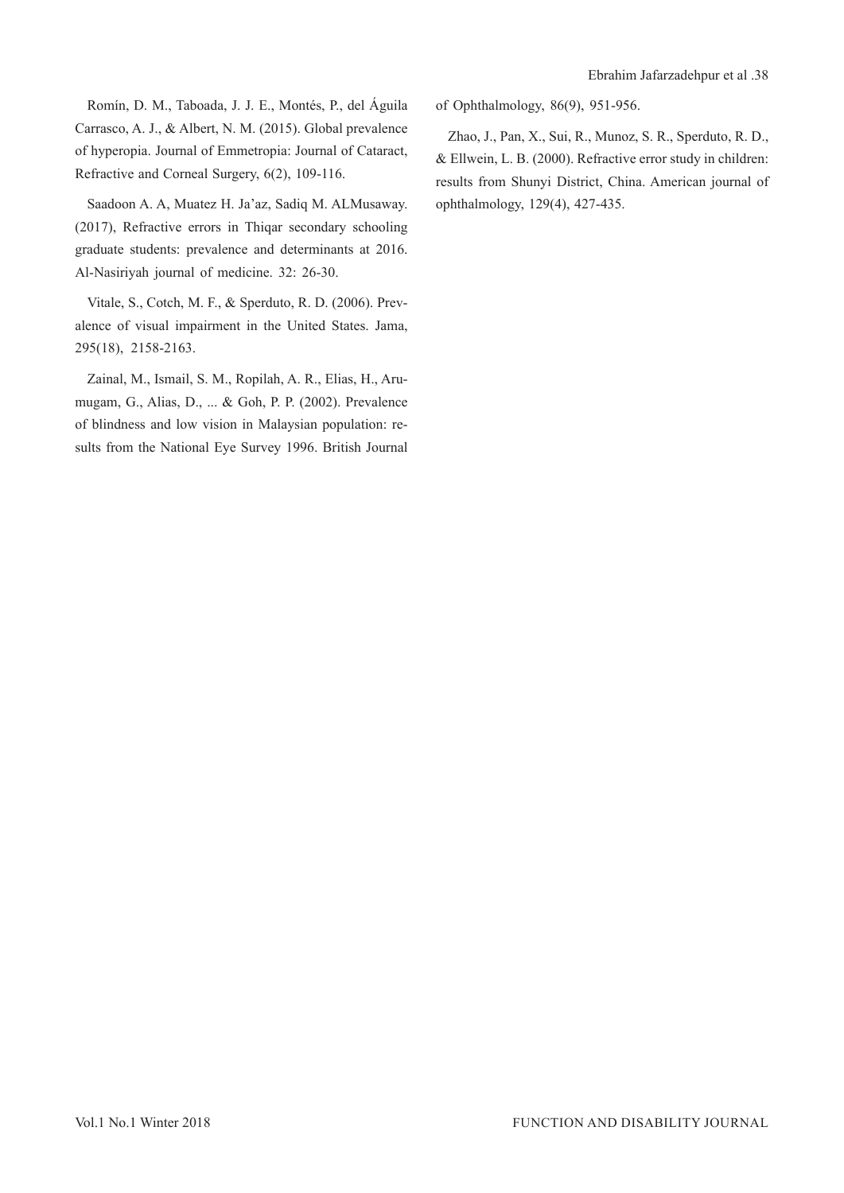Romín, D. M., Taboada, J. J. E., Montés, P., del Águila Carrasco, A. J., & Albert, N. M. (2015). Global prevalence of hyperopia. Journal of Emmetropia: Journal of Cataract, Refractive and Corneal Surgery, 6(2), 109-116.

Saadoon A. A, Muatez H. Ja'az, Sadiq M. ALMusaway. (2017), Refractive errors in Thiqar secondary schooling graduate students: prevalence and determinants at 2016. Al-Nasiriyah journal of medicine. 32: 26-30.

Vitale, S., Cotch, M. F., & Sperduto, R. D. (2006). Prevalence of visual impairment in the United States. Jama, 295(18), 2158-2163.

Zainal, M., Ismail, S. M., Ropilah, A. R., Elias, H., Arumugam, G., Alias, D., ... & Goh, P. P. (2002). Prevalence of blindness and low vision in Malaysian population: results from the National Eye Survey 1996. British Journal of Ophthalmology, 86(9), 951-956.

Zhao, J., Pan, X., Sui, R., Munoz, S. R., Sperduto, R. D., & Ellwein, L. B. (2000). Refractive error study in children: results from Shunyi District, China. American journal of ophthalmology, 129(4), 427-435.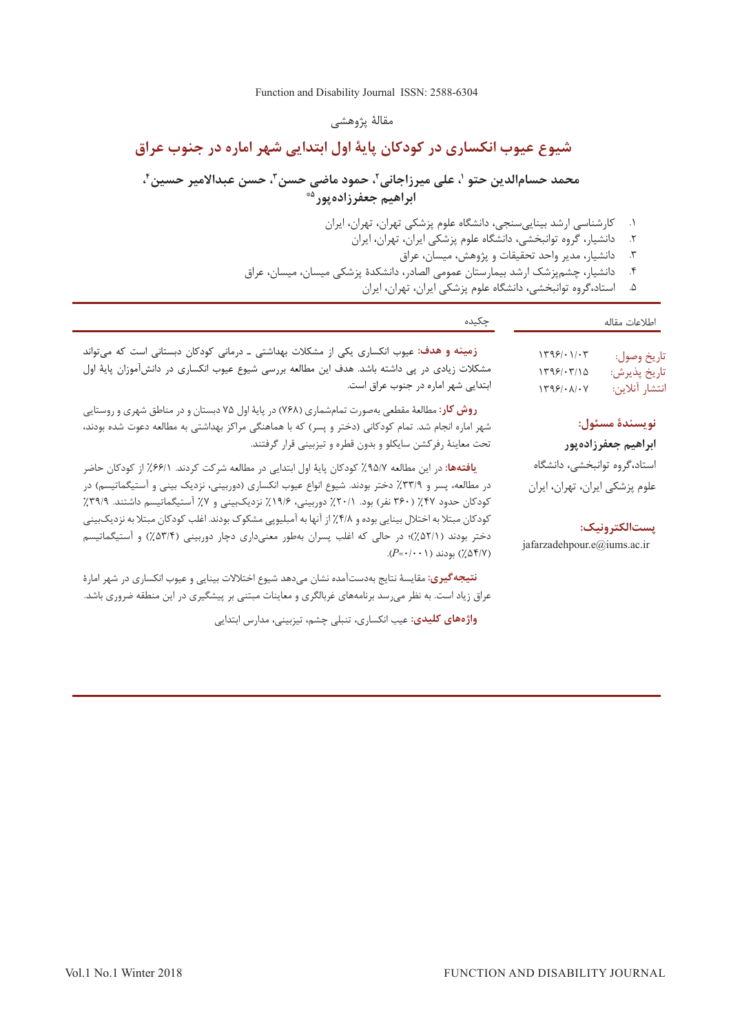مقالهٔ پژوهشی

# شیوع عیوب انکساری در کودکان پایهٔ اول ابتدایی شهر اماره در جنوب عراق

**محمد حسام‌الدین حتو [۱]، علی میرزاجانی [۲]، حمود ماضی حسن [۳]، حسن عبدالامیر حسین [۴]، ابراهیم جعفرزاده‌پور [۵]***

۱. کارشناسی ارشد بینایی‌سنجی، دانشگاه علوم پزشکی تهران، تهران، ایران
۲. دانشیار، گروه توانبخشی، دانشگاه علوم پزشکی ایران، تهران، ایران
۳. دانشیار، مدیر واحد تحقیقات و پژوهش، میسان، عراق
۴. دانشیار، چشم‌پزشک ارشد بیمارستان عمومی الصادر، دانشکدهٔ پزشکی میسان، میسان، عراق
۵. استاد، گروه توانبخشی، دانشگاه علوم پزشکی ایران، تهران، ایران

## اطلاعات مقاله

تاریخ وصول: ۱۳۹۶/۰۱/۰۳
تاریخ پذیرش: ۱۳۹۶/۰۳/۱۵
انتشار آنلاین: ۱۳۹۶/۰۸/۰۷

**نویسندهٔ مسئول:**
**ابراهیم جعفرزاده‌پور**
استاد، گروه توانبخشی، دانشگاه علوم پزشکی ایران، تهران، ایران

**پست‌الکترونیک:**
jafarzadehpour.e@iums.ac.ir

## چکیده

**زمینه و هدف:** عیوب انکساری یکی از مشکلات بهداشتی ـ درمانی کودکان دبستانی است که می‌تواند مشکلات زیادی در پی داشته باشد. هدف این مطالعه بررسی شیوع عیوب انکساری در دانش‌آموزان پایهٔ اول ابتدایی شهر اماره در جنوب عراق است.

**روش کار:** مطالعهٔ مقطعی به‌صورت تمام‌شماری (۷۶۸) در پایهٔ اول ۷۵ دبستان و در مناطق شهری و روستایی شهر اماره انجام شد. تمام کودکانی (دختر و پسر) که با هماهنگی مراکز بهداشتی به مطالعه دعوت شده بودند، تحت معاینهٔ رفرکشن سایکلو و بدون قطره و تیزبینی قرار گرفتند.

**یافته‌ها:** در این مطالعه ۹۵/۷٪ کودکان پایهٔ اول ابتدایی در مطالعه شرکت کردند. ۶۶/۱٪ از کودکان حاضر در مطالعه، پسر و ۳۳/۹٪ دختر بودند. شیوع انواع عیوب انکساری (دوربینی، نزدیک بینی و آستیگماتیسم) در کودکان حدود ۴۷٪ (۳۶۰ نفر) بود. ۲۰/۱٪ دوربینی، ۱۹/۶٪ نزدیک‌بینی و ۷٪ آستیگماتیسم داشتند. ۳۹/۹٪ کودکان مبتلا به اختلال بینایی بوده و ۴/۸٪ از آنها به آمبلیوپی مشکوک بودند. اغلب کودکان مبتلا به نزدیک‌بینی دختر بودند (۵۲/۱٪)؛ در حالی که اغلب پسران به‌طور معنی‌داری دچار دوربینی (۵۳/۴٪) و آستیگماتیسم (۵۴/۷٪) بودند ($P=۰/۰۰۱$).

**نتیجه‌گیری:** مقایسهٔ نتایج به‌دست‌آمده نشان می‌دهد شیوع اختلالات بینایی و عیوب انکساری در شهر امارهٔ عراق زیاد است. به نظر می‌رسد برنامه‌های غربالگری و معاینات مبتنی بر پیشگیری در این منطقه ضروری باشد.

**واژه‌های کلیدی:** عیب انکساری، تنبلی چشم، تیزبینی، مدارس ابتدایی